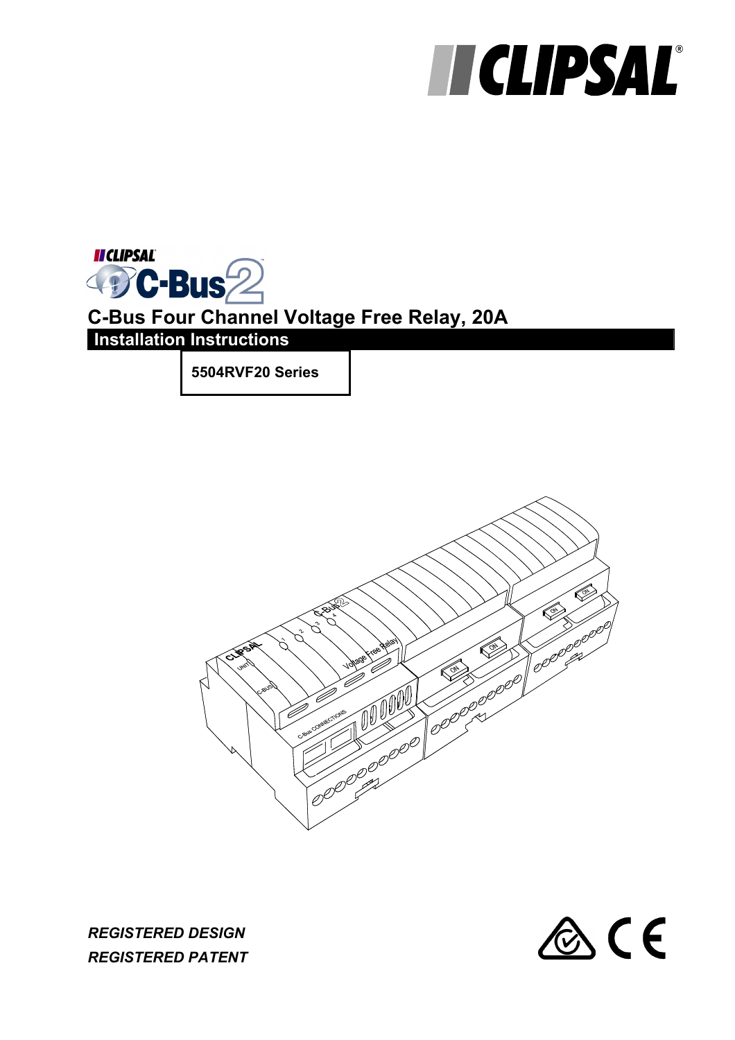# C-Bus Four Channel Voltage Free Relay, 20A

## Installation Instructions

**5504RVF20 Series**

***REGISTERED DESIGN***

***REGISTERED PATENT***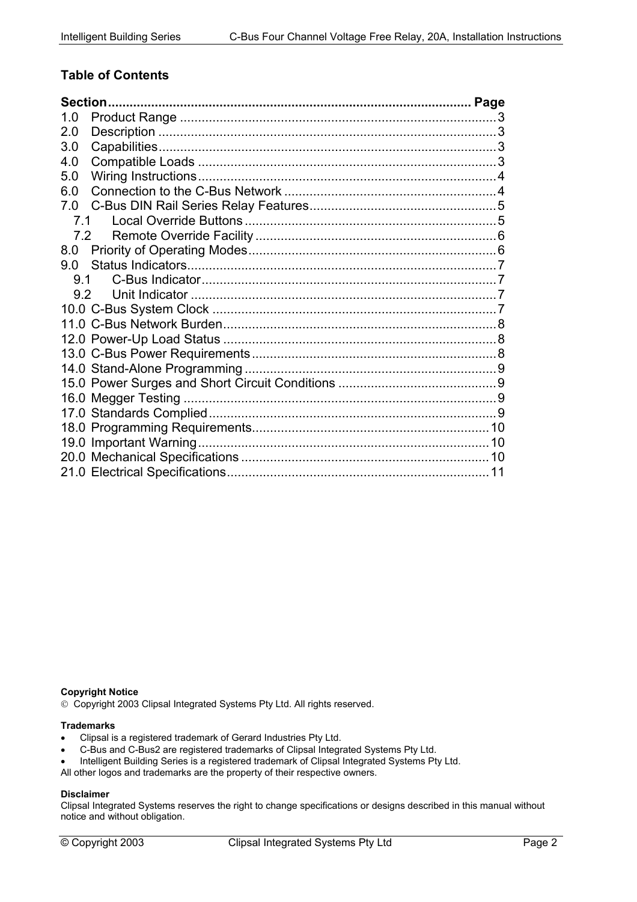## Table of Contents

| Section | Page |
|---|---|
| 1.0 Product Range | 3 |
| 2.0 Description | 3 |
| 3.0 Capabilities | 3 |
| 4.0 Compatible Loads | 3 |
| 5.0 Wiring Instructions | 4 |
| 6.0 Connection to the C-Bus Network | 4 |
| 7.0 C-Bus DIN Rail Series Relay Features | 5 |
| 7.1 Local Override Buttons | 5 |
| 7.2 Remote Override Facility | 6 |
| 8.0 Priority of Operating Modes | 6 |
| 9.0 Status Indicators | 7 |
| 9.1 C-Bus Indicator | 7 |
| 9.2 Unit Indicator | 7 |
| 10.0 C-Bus System Clock | 7 |
| 11.0 C-Bus Network Burden | 8 |
| 12.0 Power-Up Load Status | 8 |
| 13.0 C-Bus Power Requirements | 8 |
| 14.0 Stand-Alone Programming | 9 |
| 15.0 Power Surges and Short Circuit Conditions | 9 |
| 16.0 Megger Testing | 9 |
| 17.0 Standards Complied | 9 |
| 18.0 Programming Requirements | 10 |
| 19.0 Important Warning | 10 |
| 20.0 Mechanical Specifications | 10 |
| 21.0 Electrical Specifications | 11 |

**Copyright Notice**

© Copyright 2003 Clipsal Integrated Systems Pty Ltd. All rights reserved.

**Trademarks**

- Clipsal is a registered trademark of Gerard Industries Pty Ltd.
- C-Bus and C-Bus2 are registered trademarks of Clipsal Integrated Systems Pty Ltd.
- Intelligent Building Series is a registered trademark of Clipsal Integrated Systems Pty Ltd.

All other logos and trademarks are the property of their respective owners.

**Disclaimer**

Clipsal Integrated Systems reserves the right to change specifications or designs described in this manual without notice and without obligation.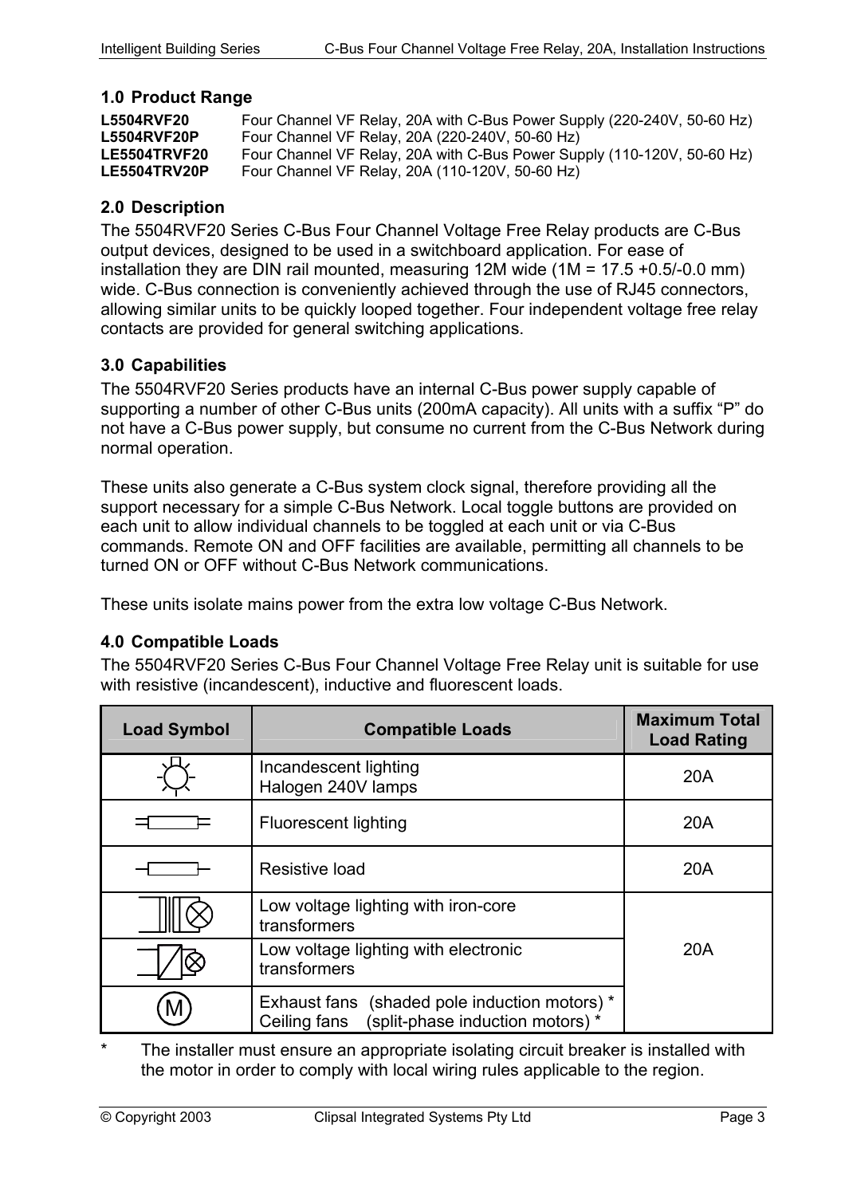## 1.0 Product Range

| | |
|---|---|
| **L5504RVF20** | Four Channel VF Relay, 20A with C-Bus Power Supply (220-240V, 50-60 Hz) |
| **L5504RVF20P** | Four Channel VF Relay, 20A (220-240V, 50-60 Hz) |
| **LE5504TRVF20** | Four Channel VF Relay, 20A with C-Bus Power Supply (110-120V, 50-60 Hz) |
| **LE5504TRV20P** | Four Channel VF Relay, 20A (110-120V, 50-60 Hz) |

## 2.0 Description

The 5504RVF20 Series C-Bus Four Channel Voltage Free Relay products are C-Bus output devices, designed to be used in a switchboard application. For ease of installation they are DIN rail mounted, measuring 12M wide (1M = 17.5 +0.5/-0.0 mm) wide. C-Bus connection is conveniently achieved through the use of RJ45 connectors, allowing similar units to be quickly looped together. Four independent voltage free relay contacts are provided for general switching applications.

## 3.0 Capabilities

The 5504RVF20 Series products have an internal C-Bus power supply capable of supporting a number of other C-Bus units (200mA capacity). All units with a suffix "P" do not have a C-Bus power supply, but consume no current from the C-Bus Network during normal operation.

These units also generate a C-Bus system clock signal, therefore providing all the support necessary for a simple C-Bus Network. Local toggle buttons are provided on each unit to allow individual channels to be toggled at each unit or via C-Bus commands. Remote ON and OFF facilities are available, permitting all channels to be turned ON or OFF without C-Bus Network communications.

These units isolate mains power from the extra low voltage C-Bus Network.

## 4.0 Compatible Loads

The 5504RVF20 Series C-Bus Four Channel Voltage Free Relay unit is suitable for use with resistive (incandescent), inductive and fluorescent loads.

| Load Symbol | Compatible Loads | Maximum Total Load Rating |
|---|---|---|
| | Incandescent lighting<br>Halogen 240V lamps | 20A |
| | Fluorescent lighting | 20A |
| | Resistive load | 20A |
| | Low voltage lighting with iron-core transformers | 20A |
| | Low voltage lighting with electronic transformers | |
| M | Exhaust fans (shaded pole induction motors) *<br>Ceiling fans (split-phase induction motors) * | |

\* The installer must ensure an appropriate isolating circuit breaker is installed with the motor in order to comply with local wiring rules applicable to the region.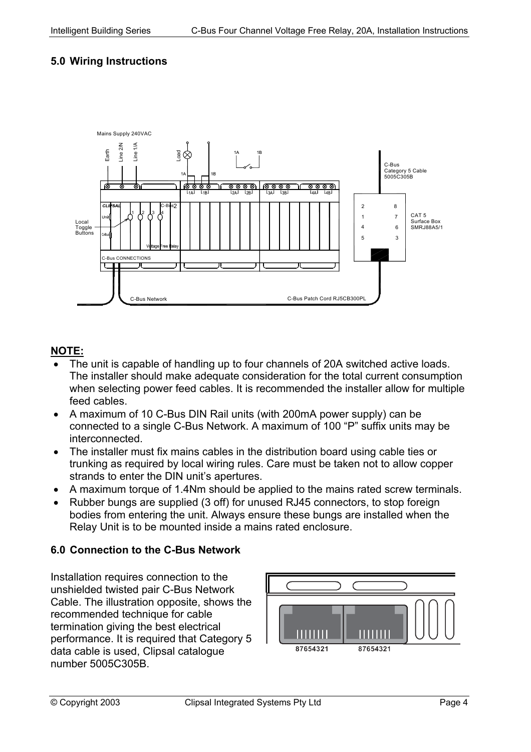## 5.0 Wiring Instructions

## NOTE:

- The unit is capable of handling up to four channels of 20A switched active loads. The installer should make adequate consideration for the total current consumption when selecting power feed cables. It is recommended the installer allow for multiple feed cables.
- A maximum of 10 C-Bus DIN Rail units (with 200mA power supply) can be connected to a single C-Bus Network. A maximum of 100 "P" suffix units may be interconnected.
- The installer must fix mains cables in the distribution board using cable ties or trunking as required by local wiring rules. Care must be taken not to allow copper strands to enter the DIN unit's apertures.
- A maximum torque of 1.4Nm should be applied to the mains rated screw terminals.
- Rubber bungs are supplied (3 off) for unused RJ45 connectors, to stop foreign bodies from entering the unit. Always ensure these bungs are installed when the Relay Unit is to be mounted inside a mains rated enclosure.

## 6.0 Connection to the C-Bus Network

Installation requires connection to the unshielded twisted pair C-Bus Network Cable. The illustration opposite, shows the recommended technique for cable termination giving the best electrical performance. It is required that Category 5 data cable is used, Clipsal catalogue number 5005C305B.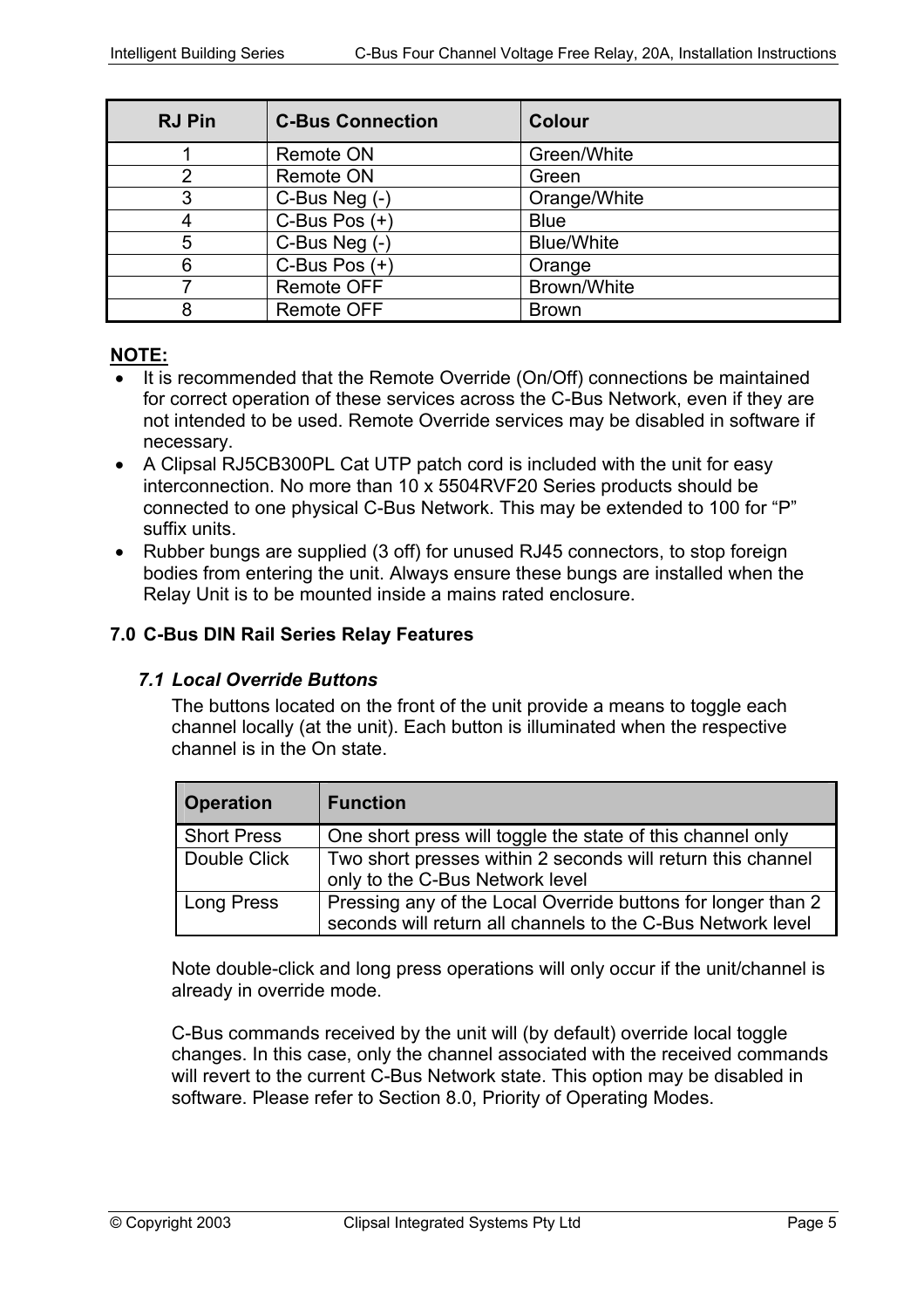| RJ Pin | C-Bus Connection | Colour |
|---|---|---|
| 1 | Remote ON | Green/White |
| 2 | Remote ON | Green |
| 3 | C-Bus Neg (-) | Orange/White |
| 4 | C-Bus Pos (+) | Blue |
| 5 | C-Bus Neg (-) | Blue/White |
| 6 | C-Bus Pos (+) | Orange |
| 7 | Remote OFF | Brown/White |
| 8 | Remote OFF | Brown |

**NOTE:**

- It is recommended that the Remote Override (On/Off) connections be maintained for correct operation of these services across the C-Bus Network, even if they are not intended to be used. Remote Override services may be disabled in software if necessary.
- A Clipsal RJ5CB300PL Cat UTP patch cord is included with the unit for easy interconnection. No more than 10 x 5504RVF20 Series products should be connected to one physical C-Bus Network. This may be extended to 100 for "P" suffix units.
- Rubber bungs are supplied (3 off) for unused RJ45 connectors, to stop foreign bodies from entering the unit. Always ensure these bungs are installed when the Relay Unit is to be mounted inside a mains rated enclosure.

## 7.0 C-Bus DIN Rail Series Relay Features

### *7.1 Local Override Buttons*

The buttons located on the front of the unit provide a means to toggle each channel locally (at the unit). Each button is illuminated when the respective channel is in the On state.

| Operation | Function |
|---|---|
| Short Press | One short press will toggle the state of this channel only |
| Double Click | Two short presses within 2 seconds will return this channel only to the C-Bus Network level |
| Long Press | Pressing any of the Local Override buttons for longer than 2 seconds will return all channels to the C-Bus Network level |

Note double-click and long press operations will only occur if the unit/channel is already in override mode.

C-Bus commands received by the unit will (by default) override local toggle changes. In this case, only the channel associated with the received commands will revert to the current C-Bus Network state. This option may be disabled in software. Please refer to Section 8.0, Priority of Operating Modes.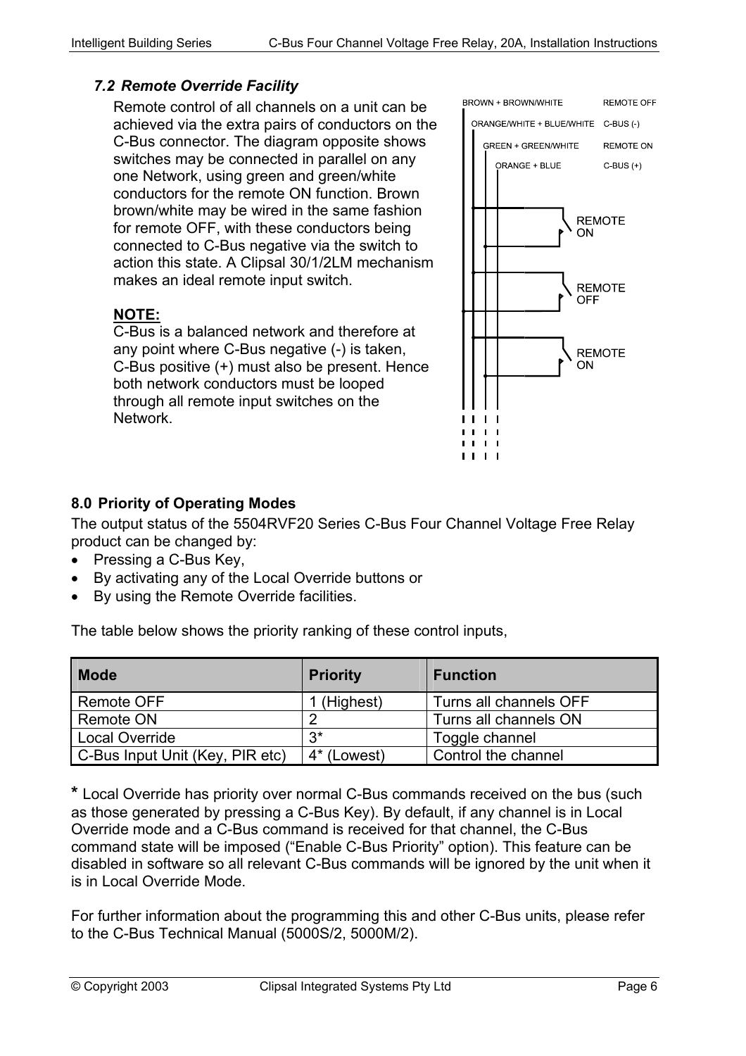### *7.2 Remote Override Facility*

Remote control of all channels on a unit can be achieved via the extra pairs of conductors on the C-Bus connector. The diagram opposite shows switches may be connected in parallel on any one Network, using green and green/white conductors for the remote ON function. Brown brown/white may be wired in the same fashion for remote OFF, with these conductors being connected to C-Bus negative via the switch to action this state. A Clipsal 30/1/2LM mechanism makes an ideal remote input switch.

**NOTE:**
C-Bus is a balanced network and therefore at any point where C-Bus negative (-) is taken, C-Bus positive (+) must also be present. Hence both network conductors must be looped through all remote input switches on the Network.

BROWN + BROWN/WHITE — REMOTE OFF
ORANGE/WHITE + BLUE/WHITE — C-BUS (-)
GREEN + GREEN/WHITE — REMOTE ON
ORANGE + BLUE — C-BUS (+)

REMOTE ON
REMOTE OFF
REMOTE ON

## 8.0 Priority of Operating Modes

The output status of the 5504RVF20 Series C-Bus Four Channel Voltage Free Relay product can be changed by:

- Pressing a C-Bus Key,
- By activating any of the Local Override buttons or
- By using the Remote Override facilities.

The table below shows the priority ranking of these control inputs,

| Mode | Priority | Function |
|---|---|---|
| Remote OFF | 1 (Highest) | Turns all channels OFF |
| Remote ON | 2 | Turns all channels ON |
| Local Override | 3* | Toggle channel |
| C-Bus Input Unit (Key, PIR etc) | 4* (Lowest) | Control the channel |

**\*** Local Override has priority over normal C-Bus commands received on the bus (such as those generated by pressing a C-Bus Key). By default, if any channel is in Local Override mode and a C-Bus command is received for that channel, the C-Bus command state will be imposed ("Enable C-Bus Priority" option). This feature can be disabled in software so all relevant C-Bus commands will be ignored by the unit when it is in Local Override Mode.

For further information about the programming this and other C-Bus units, please refer to the C-Bus Technical Manual (5000S/2, 5000M/2).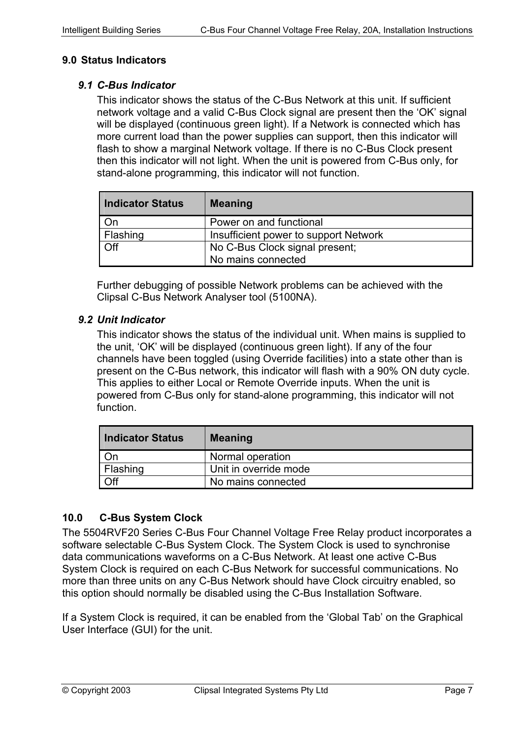## 9.0 Status Indicators

### *9.1 C-Bus Indicator*

This indicator shows the status of the C-Bus Network at this unit. If sufficient network voltage and a valid C-Bus Clock signal are present then the 'OK' signal will be displayed (continuous green light). If a Network is connected which has more current load than the power supplies can support, then this indicator will flash to show a marginal Network voltage. If there is no C-Bus Clock present then this indicator will not light. When the unit is powered from C-Bus only, for stand-alone programming, this indicator will not function.

| Indicator Status | Meaning |
|---|---|
| On | Power on and functional |
| Flashing | Insufficient power to support Network |
| Off | No C-Bus Clock signal present;<br>No mains connected |

Further debugging of possible Network problems can be achieved with the Clipsal C-Bus Network Analyser tool (5100NA).

### *9.2 Unit Indicator*

This indicator shows the status of the individual unit. When mains is supplied to the unit, 'OK' will be displayed (continuous green light). If any of the four channels have been toggled (using Override facilities) into a state other than is present on the C-Bus network, this indicator will flash with a 90% ON duty cycle. This applies to either Local or Remote Override inputs. When the unit is powered from C-Bus only for stand-alone programming, this indicator will not function.

| Indicator Status | Meaning |
|---|---|
| On | Normal operation |
| Flashing | Unit in override mode |
| Off | No mains connected |

## 10.0 C-Bus System Clock

The 5504RVF20 Series C-Bus Four Channel Voltage Free Relay product incorporates a software selectable C-Bus System Clock. The System Clock is used to synchronise data communications waveforms on a C-Bus Network. At least one active C-Bus System Clock is required on each C-Bus Network for successful communications. No more than three units on any C-Bus Network should have Clock circuitry enabled, so this option should normally be disabled using the C-Bus Installation Software.

If a System Clock is required, it can be enabled from the 'Global Tab' on the Graphical User Interface (GUI) for the unit.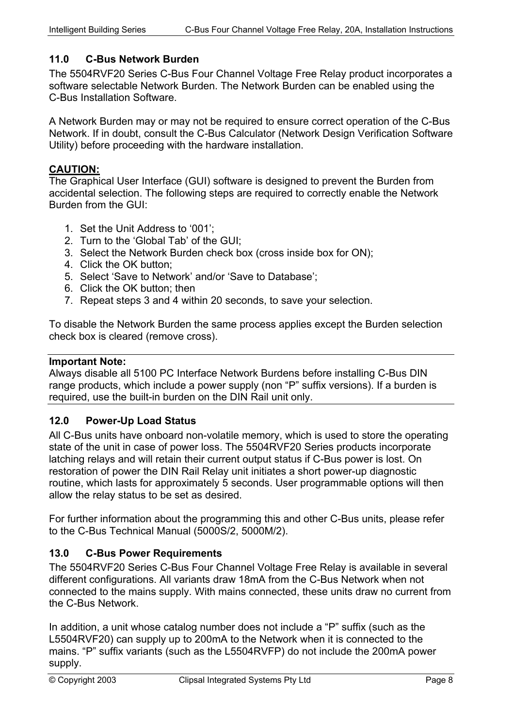## 11.0 C-Bus Network Burden

The 5504RVF20 Series C-Bus Four Channel Voltage Free Relay product incorporates a software selectable Network Burden. The Network Burden can be enabled using the C-Bus Installation Software.

A Network Burden may or may not be required to ensure correct operation of the C-Bus Network. If in doubt, consult the C-Bus Calculator (Network Design Verification Software Utility) before proceeding with the hardware installation.

**CAUTION:**

The Graphical User Interface (GUI) software is designed to prevent the Burden from accidental selection. The following steps are required to correctly enable the Network Burden from the GUI:

1. Set the Unit Address to '001';
2. Turn to the 'Global Tab' of the GUI;
3. Select the Network Burden check box (cross inside box for ON);
4. Click the OK button;
5. Select 'Save to Network' and/or 'Save to Database';
6. Click the OK button; then
7. Repeat steps 3 and 4 within 20 seconds, to save your selection.

To disable the Network Burden the same process applies except the Burden selection check box is cleared (remove cross).

---

**Important Note:**

Always disable all 5100 PC Interface Network Burdens before installing C-Bus DIN range products, which include a power supply (non "P" suffix versions). If a burden is required, use the built-in burden on the DIN Rail unit only.

---

## 12.0 Power-Up Load Status

All C-Bus units have onboard non-volatile memory, which is used to store the operating state of the unit in case of power loss. The 5504RVF20 Series products incorporate latching relays and will retain their current output status if C-Bus power is lost. On restoration of power the DIN Rail Relay unit initiates a short power-up diagnostic routine, which lasts for approximately 5 seconds. User programmable options will then allow the relay status to be set as desired.

For further information about the programming this and other C-Bus units, please refer to the C-Bus Technical Manual (5000S/2, 5000M/2).

## 13.0 C-Bus Power Requirements

The 5504RVF20 Series C-Bus Four Channel Voltage Free Relay is available in several different configurations. All variants draw 18mA from the C-Bus Network when not connected to the mains supply. With mains connected, these units draw no current from the C-Bus Network.

In addition, a unit whose catalog number does not include a "P" suffix (such as the L5504RVF20) can supply up to 200mA to the Network when it is connected to the mains. "P" suffix variants (such as the L5504RVFP) do not include the 200mA power supply.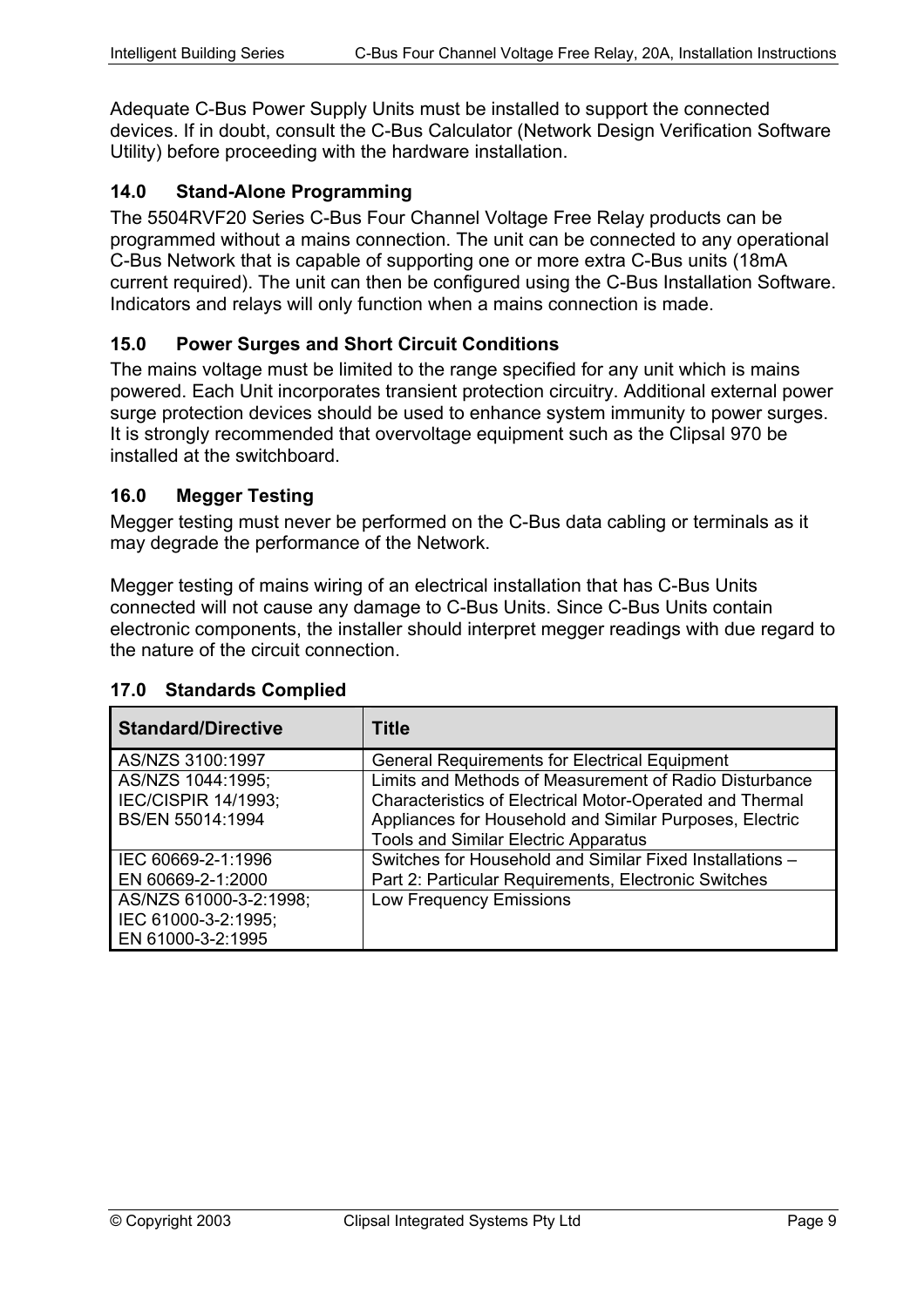Adequate C-Bus Power Supply Units must be installed to support the connected devices. If in doubt, consult the C-Bus Calculator (Network Design Verification Software Utility) before proceeding with the hardware installation.

## 14.0 Stand-Alone Programming

The 5504RVF20 Series C-Bus Four Channel Voltage Free Relay products can be programmed without a mains connection. The unit can be connected to any operational C-Bus Network that is capable of supporting one or more extra C-Bus units (18mA current required). The unit can then be configured using the C-Bus Installation Software. Indicators and relays will only function when a mains connection is made.

## 15.0 Power Surges and Short Circuit Conditions

The mains voltage must be limited to the range specified for any unit which is mains powered. Each Unit incorporates transient protection circuitry. Additional external power surge protection devices should be used to enhance system immunity to power surges. It is strongly recommended that overvoltage equipment such as the Clipsal 970 be installed at the switchboard.

## 16.0 Megger Testing

Megger testing must never be performed on the C-Bus data cabling or terminals as it may degrade the performance of the Network.

Megger testing of mains wiring of an electrical installation that has C-Bus Units connected will not cause any damage to C-Bus Units. Since C-Bus Units contain electronic components, the installer should interpret megger readings with due regard to the nature of the circuit connection.

## 17.0 Standards Complied

| Standard/Directive | Title |
|---|---|
| AS/NZS 3100:1997 | General Requirements for Electrical Equipment |
| AS/NZS 1044:1995; IEC/CISPIR 14/1993; BS/EN 55014:1994 | Limits and Methods of Measurement of Radio Disturbance Characteristics of Electrical Motor-Operated and Thermal Appliances for Household and Similar Purposes, Electric Tools and Similar Electric Apparatus |
| IEC 60669-2-1:1996 EN 60669-2-1:2000 | Switches for Household and Similar Fixed Installations – Part 2: Particular Requirements, Electronic Switches |
| AS/NZS 61000-3-2:1998; IEC 61000-3-2:1995; EN 61000-3-2:1995 | Low Frequency Emissions |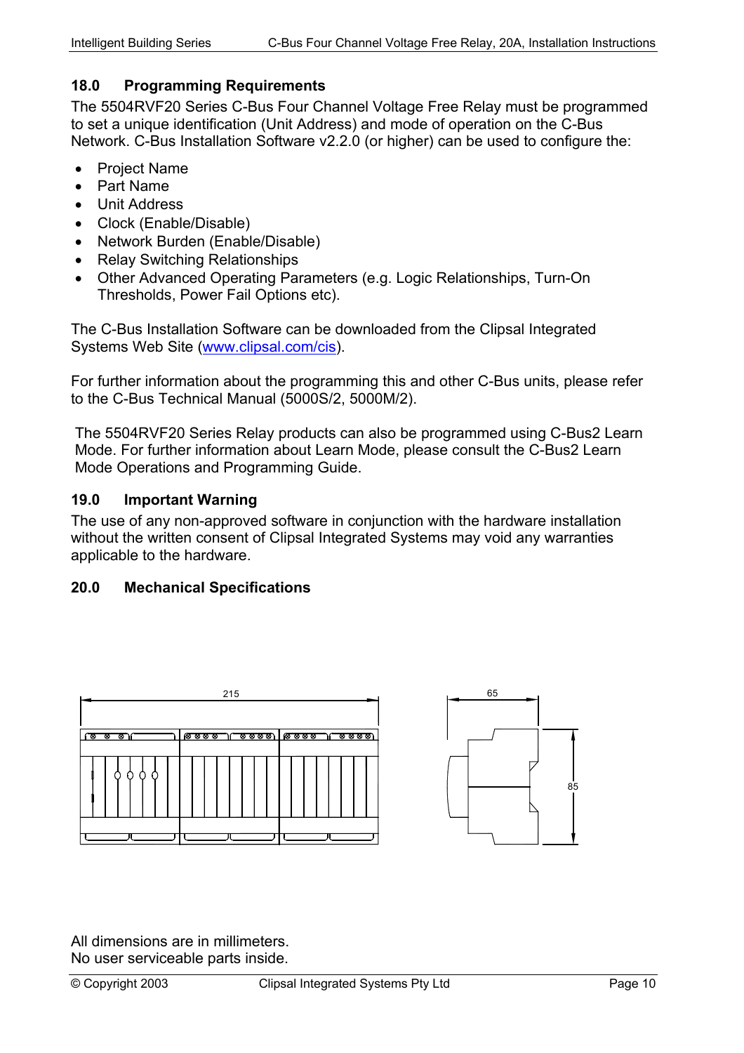## 18.0 Programming Requirements

The 5504RVF20 Series C-Bus Four Channel Voltage Free Relay must be programmed to set a unique identification (Unit Address) and mode of operation on the C-Bus Network. C-Bus Installation Software v2.2.0 (or higher) can be used to configure the:

- Project Name
- Part Name
- Unit Address
- Clock (Enable/Disable)
- Network Burden (Enable/Disable)
- Relay Switching Relationships
- Other Advanced Operating Parameters (e.g. Logic Relationships, Turn-On Thresholds, Power Fail Options etc).

The C-Bus Installation Software can be downloaded from the Clipsal Integrated Systems Web Site (www.clipsal.com/cis).

For further information about the programming this and other C-Bus units, please refer to the C-Bus Technical Manual (5000S/2, 5000M/2).

The 5504RVF20 Series Relay products can also be programmed using C-Bus2 Learn Mode. For further information about Learn Mode, please consult the C-Bus2 Learn Mode Operations and Programming Guide.

## 19.0 Important Warning

The use of any non-approved software in conjunction with the hardware installation without the written consent of Clipsal Integrated Systems may void any warranties applicable to the hardware.

## 20.0 Mechanical Specifications

215

65

85

All dimensions are in millimeters.
No user serviceable parts inside.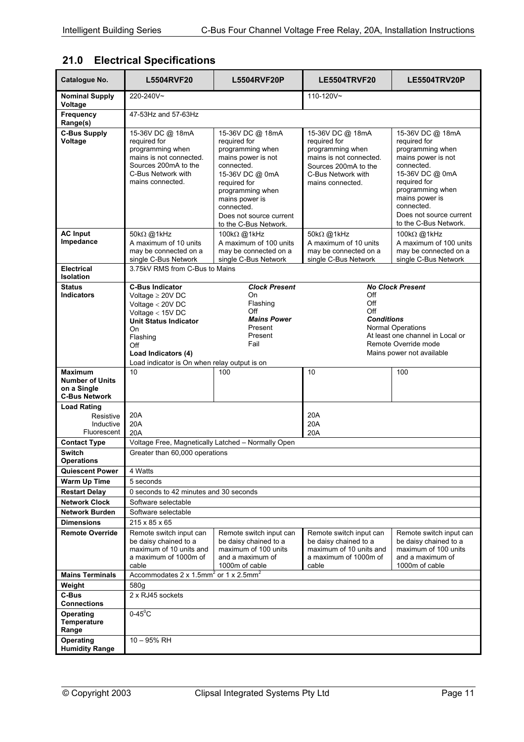## 21.0 Electrical Specifications

| Catalogue No. | L5504RVF20 | L5504RVF20P | LE5504TRVF20 | LE5504TRV20P |
|---|---|---|---|---|
| Nominal Supply Voltage | 220-240V~ | | 110-120V~ | |
| Frequency Range(s) | 47-53Hz and 57-63Hz | | | |
| C-Bus Supply Voltage | 15-36V DC @ 18mA required for programming when mains is not connected. Sources 200mA to the C-Bus Network with mains connected. | 15-36V DC @ 18mA required for programming when mains power is not connected. 15-36V DC @ 0mA required for programming when mains power is connected. Does not source current to the C-Bus Network. | 15-36V DC @ 18mA required for programming when mains is not connected. Sources 200mA to the C-Bus Network with mains connected. | 15-36V DC @ 18mA required for programming when mains power is not connected. 15-36V DC @ 0mA required for programming when mains power is connected. Does not source current to the C-Bus Network. |
| AC Input Impedance | 50kΩ @1kHz A maximum of 10 units may be connected on a single C-Bus Network | 100kΩ @1kHz A maximum of 100 units may be connected on a single C-Bus Network | 50kΩ @1kHz A maximum of 10 units may be connected on a single C-Bus Network | 100kΩ @1kHz A maximum of 100 units may be connected on a single C-Bus Network |
| Electrical Isolation | 3.75kV RMS from C-Bus to Mains | | | |
| Status Indicators | **C-Bus Indicator**<br>Voltage ≥ 20V DC<br>Voltage < 20V DC<br>Voltage < 15V DC<br>**Unit Status Indicator**<br>On<br>Flashing<br>Off<br>**Load Indicators (4)**<br>Load indicator is On when relay output is on | ***Clock Present***<br>On<br>Flashing<br>Off<br>***Mains Power***<br>Present<br>Present<br>Fail | ***No Clock Present***<br>Off<br>Off<br>Off<br>***Conditions***<br>Normal Operations<br>At least one channel in Local or Remote Override mode<br>Mains power not available | |
| Maximum Number of Units on a Single C-Bus Network | 10 | 100 | 10 | 100 |
| Load Rating<br>Resistive<br>Inductive<br>Fluorescent | <br>20A<br>20A<br>20A | | <br>20A<br>20A<br>20A | |
| Contact Type | Voltage Free, Magnetically Latched – Normally Open | | | |
| Switch Operations | Greater than 60,000 operations | | | |
| Quiescent Power | 4 Watts | | | |
| Warm Up Time | 5 seconds | | | |
| Restart Delay | 0 seconds to 42 minutes and 30 seconds | | | |
| Network Clock | Software selectable | | | |
| Network Burden | Software selectable | | | |
| Dimensions | 215 x 85 x 65 | | | |
| Remote Override | Remote switch input can be daisy chained to a maximum of 10 units and a maximum of 1000m of cable | Remote switch input can be daisy chained to a maximum of 100 units and a maximum of 1000m of cable | Remote switch input can be daisy chained to a maximum of 10 units and a maximum of 1000m of cable | Remote switch input can be daisy chained to a maximum of 100 units and a maximum of 1000m of cable |
| Mains Terminals | Accommodates 2 x 1.5mm$^2$ or 1 x 2.5mm$^2$ | | | |
| Weight | 580g | | | |
| C-Bus Connections | 2 x RJ45 sockets | | | |
| Operating Temperature Range | 0-45$^0$C | | | |
| Operating Humidity Range | 10 – 95% RH | | | |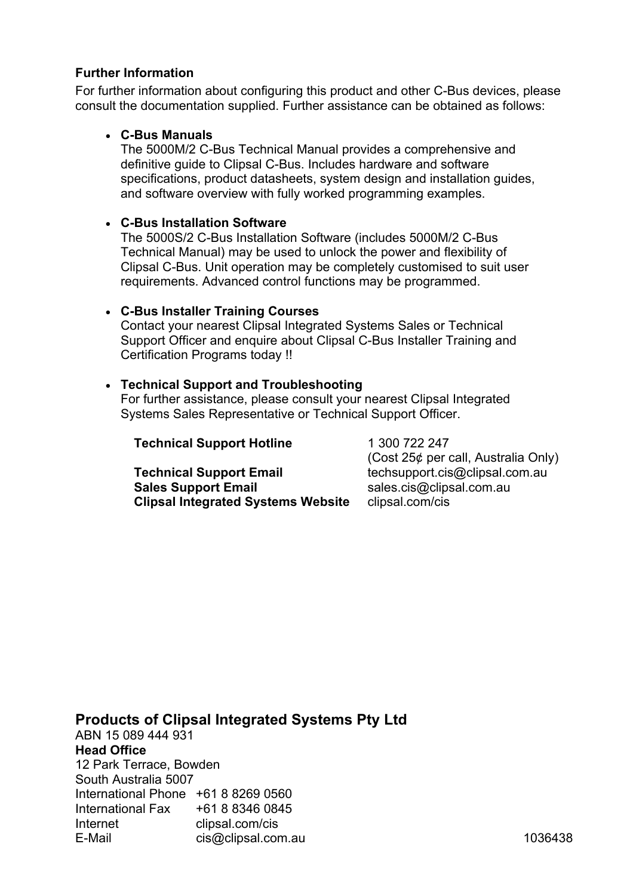**Further Information**

For further information about configuring this product and other C-Bus devices, please consult the documentation supplied. Further assistance can be obtained as follows:

- **C-Bus Manuals**
  The 5000M/2 C-Bus Technical Manual provides a comprehensive and definitive guide to Clipsal C-Bus. Includes hardware and software specifications, product datasheets, system design and installation guides, and software overview with fully worked programming examples.

- **C-Bus Installation Software**
  The 5000S/2 C-Bus Installation Software (includes 5000M/2 C-Bus Technical Manual) may be used to unlock the power and flexibility of Clipsal C-Bus. Unit operation may be completely customised to suit user requirements. Advanced control functions may be programmed.

- **C-Bus Installer Training Courses**
  Contact your nearest Clipsal Integrated Systems Sales or Technical Support Officer and enquire about Clipsal C-Bus Installer Training and Certification Programs today !!

- **Technical Support and Troubleshooting**
  For further assistance, please consult your nearest Clipsal Integrated Systems Sales Representative or Technical Support Officer.

| | |
|---|---|
| **Technical Support Hotline** | 1 300 722 247<br>(Cost 25¢ per call, Australia Only) |
| **Technical Support Email** | techsupport.cis@clipsal.com.au |
| **Sales Support Email** | sales.cis@clipsal.com.au |
| **Clipsal Integrated Systems Website** | clipsal.com/cis |

## Products of Clipsal Integrated Systems Pty Ltd

ABN 15 089 444 931

**Head Office**

12 Park Terrace, Bowden
South Australia 5007

| | |
|---|---|
| International Phone | +61 8 8269 0560 |
| International Fax | +61 8 8346 0845 |
| Internet | clipsal.com/cis |
| E-Mail | cis@clipsal.com.au |

1036438